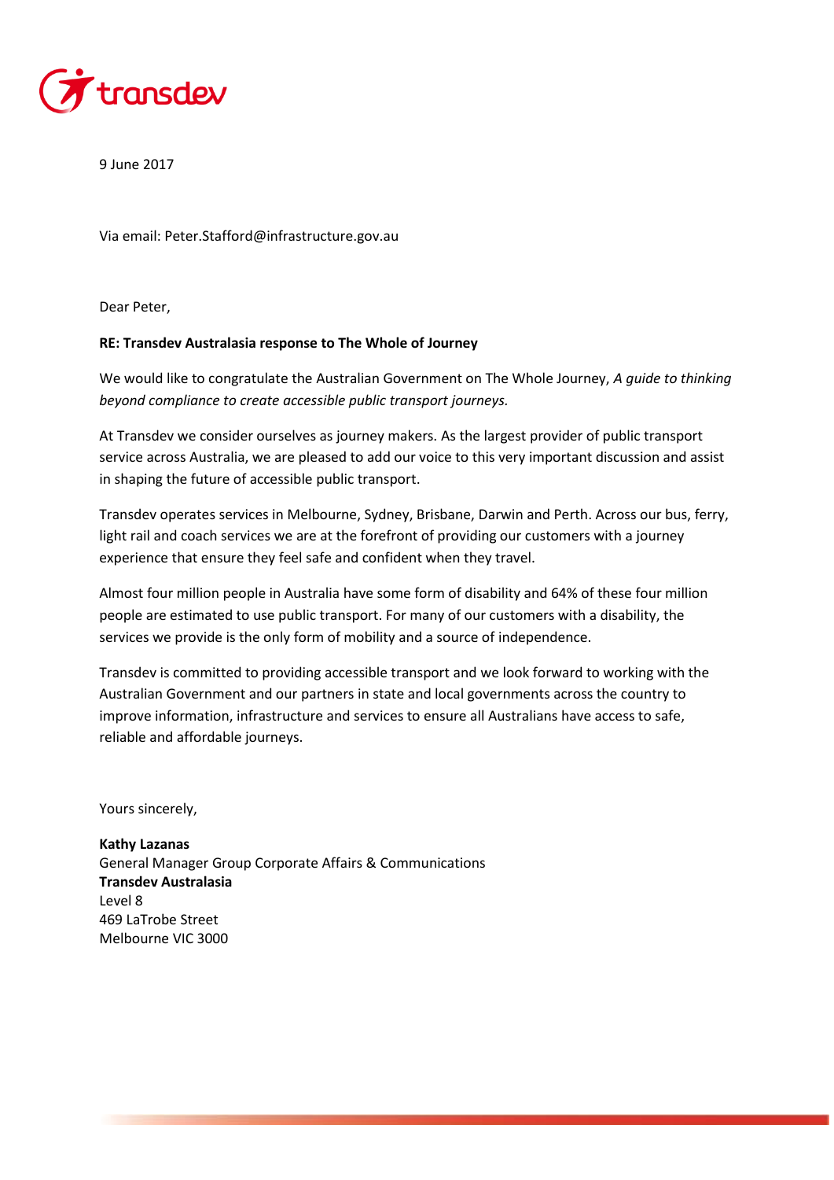transdev

9 June 2017

Via email: Peter.Stafford@infrastructure.gov.au

Dear Peter,

**RE: Transdev Australasia response to The Whole of Journey**

We would like to congratulate the Australian Government on The Whole Journey, *A guide to thinking beyond compliance to create accessible public transport journeys.*

At Transdev we consider ourselves as journey makers. As the largest provider of public transport service across Australia, we are pleased to add our voice to this very important discussion and assist in shaping the future of accessible public transport.

Transdev operates services in Melbourne, Sydney, Brisbane, Darwin and Perth. Across our bus, ferry, light rail and coach services we are at the forefront of providing our customers with a journey experience that ensure they feel safe and confident when they travel.

Almost four million people in Australia have some form of disability and 64% of these four million people are estimated to use public transport. For many of our customers with a disability, the services we provide is the only form of mobility and a source of independence.

Transdev is committed to providing accessible transport and we look forward to working with the Australian Government and our partners in state and local governments across the country to improve information, infrastructure and services to ensure all Australians have access to safe, reliable and affordable journeys.

Yours sincerely,

**Kathy Lazanas**
General Manager Group Corporate Affairs & Communications
**Transdev Australasia**
Level 8
469 LaTrobe Street
Melbourne VIC 3000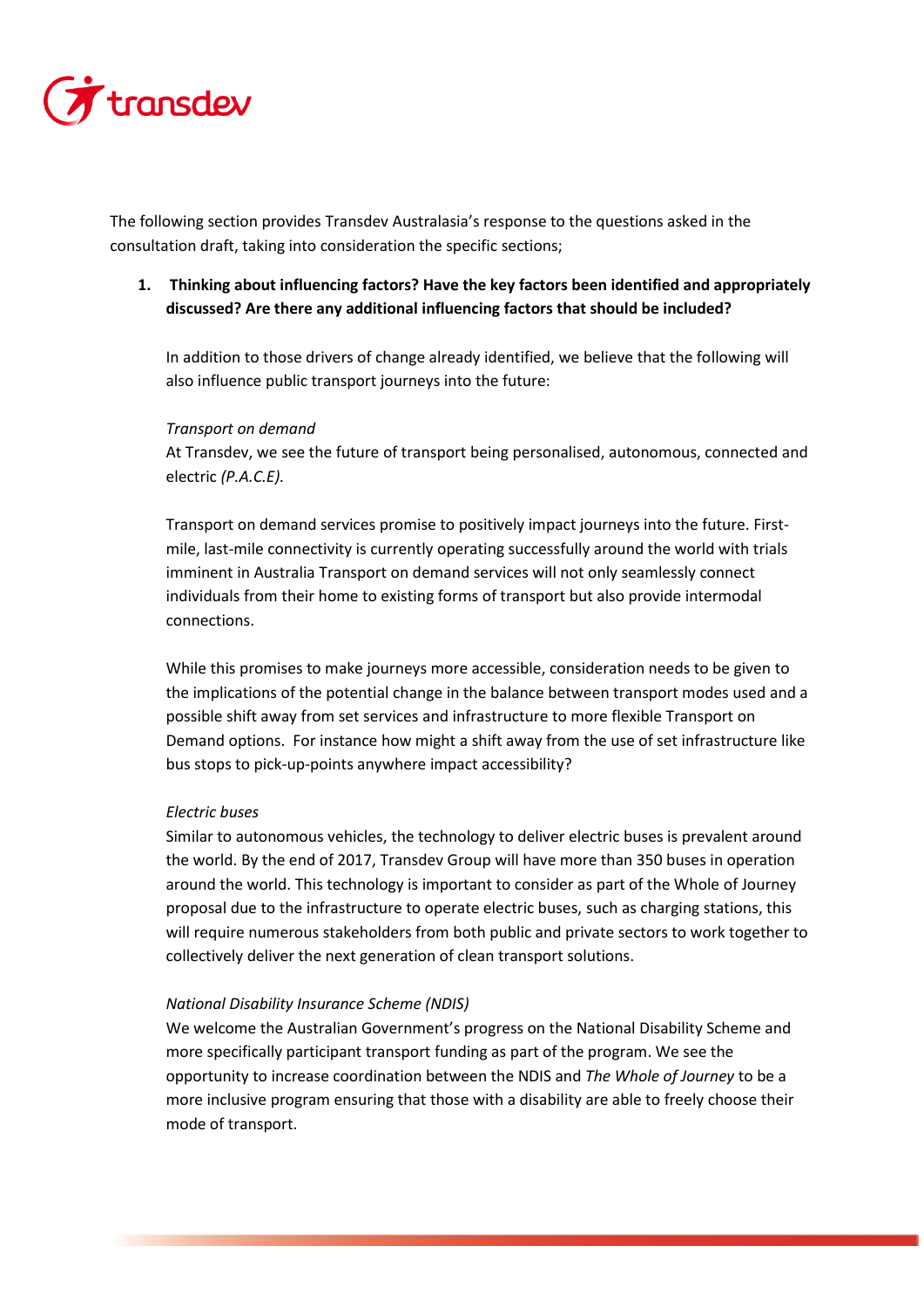The following section provides Transdev Australasia's response to the questions asked in the consultation draft, taking into consideration the specific sections;

1. **Thinking about influencing factors? Have the key factors been identified and appropriately discussed? Are there any additional influencing factors that should be included?**

   In addition to those drivers of change already identified, we believe that the following will also influence public transport journeys into the future:

   *Transport on demand*
   At Transdev, we see the future of transport being personalised, autonomous, connected and electric *(P.A.C.E).*

   Transport on demand services promise to positively impact journeys into the future. First-mile, last-mile connectivity is currently operating successfully around the world with trials imminent in Australia Transport on demand services will not only seamlessly connect individuals from their home to existing forms of transport but also provide intermodal connections.

   While this promises to make journeys more accessible, consideration needs to be given to the implications of the potential change in the balance between transport modes used and a possible shift away from set services and infrastructure to more flexible Transport on Demand options. For instance how might a shift away from the use of set infrastructure like bus stops to pick-up-points anywhere impact accessibility?

   *Electric buses*
   Similar to autonomous vehicles, the technology to deliver electric buses is prevalent around the world. By the end of 2017, Transdev Group will have more than 350 buses in operation around the world. This technology is important to consider as part of the Whole of Journey proposal due to the infrastructure to operate electric buses, such as charging stations, this will require numerous stakeholders from both public and private sectors to work together to collectively deliver the next generation of clean transport solutions.

   *National Disability Insurance Scheme (NDIS)*
   We welcome the Australian Government's progress on the National Disability Scheme and more specifically participant transport funding as part of the program. We see the opportunity to increase coordination between the NDIS and *The Whole of Journey* to be a more inclusive program ensuring that those with a disability are able to freely choose their mode of transport.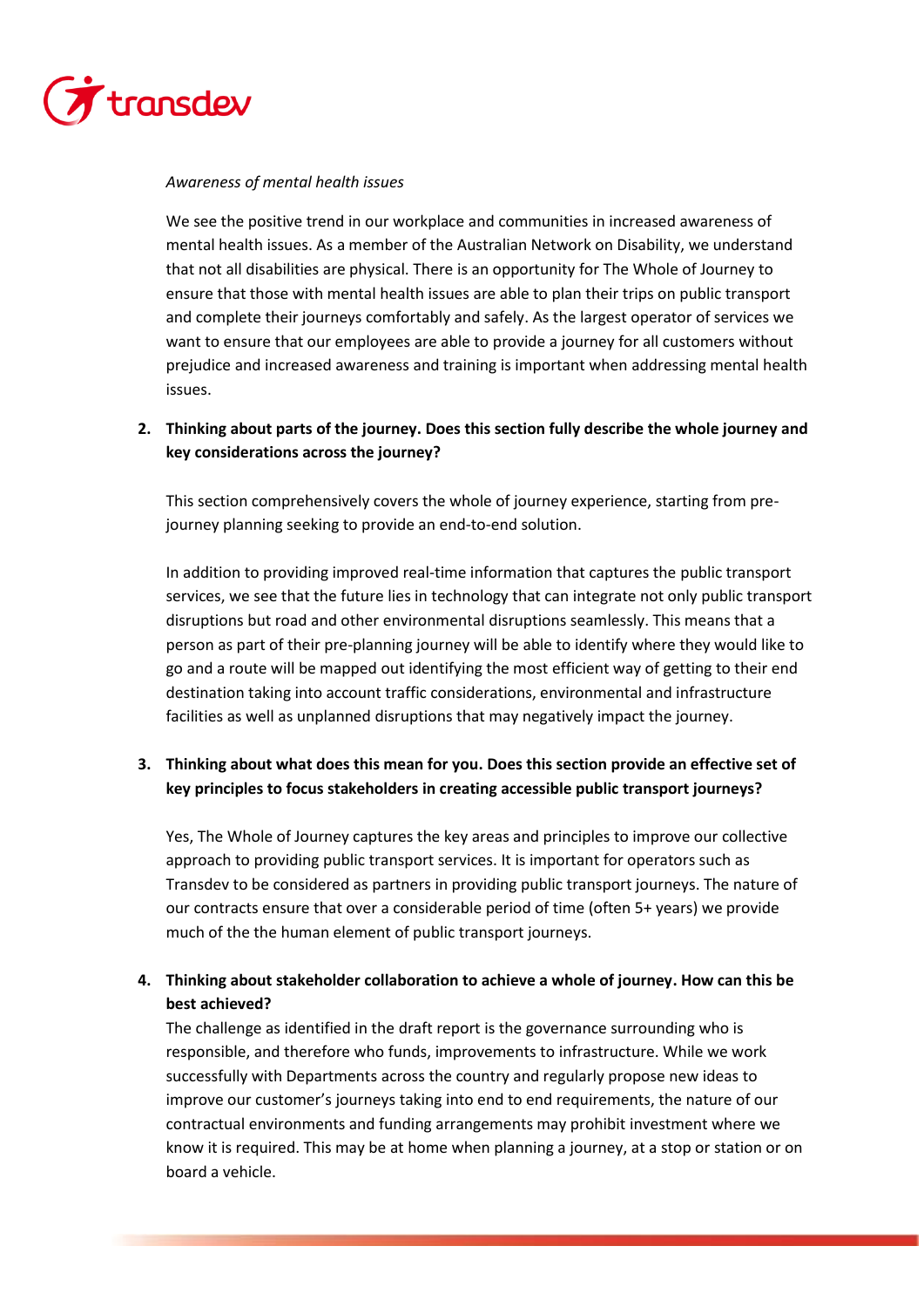*Awareness of mental health issues*

We see the positive trend in our workplace and communities in increased awareness of mental health issues. As a member of the Australian Network on Disability, we understand that not all disabilities are physical. There is an opportunity for The Whole of Journey to ensure that those with mental health issues are able to plan their trips on public transport and complete their journeys comfortably and safely. As the largest operator of services we want to ensure that our employees are able to provide a journey for all customers without prejudice and increased awareness and training is important when addressing mental health issues.

2. **Thinking about parts of the journey. Does this section fully describe the whole journey and key considerations across the journey?**

   This section comprehensively covers the whole of journey experience, starting from pre-journey planning seeking to provide an end-to-end solution.

   In addition to providing improved real-time information that captures the public transport services, we see that the future lies in technology that can integrate not only public transport disruptions but road and other environmental disruptions seamlessly. This means that a person as part of their pre-planning journey will be able to identify where they would like to go and a route will be mapped out identifying the most efficient way of getting to their end destination taking into account traffic considerations, environmental and infrastructure facilities as well as unplanned disruptions that may negatively impact the journey.

3. **Thinking about what does this mean for you. Does this section provide an effective set of key principles to focus stakeholders in creating accessible public transport journeys?**

   Yes, The Whole of Journey captures the key areas and principles to improve our collective approach to providing public transport services. It is important for operators such as Transdev to be considered as partners in providing public transport journeys. The nature of our contracts ensure that over a considerable period of time (often 5+ years) we provide much of the the human element of public transport journeys.

4. **Thinking about stakeholder collaboration to achieve a whole of journey. How can this be best achieved?**

   The challenge as identified in the draft report is the governance surrounding who is responsible, and therefore who funds, improvements to infrastructure. While we work successfully with Departments across the country and regularly propose new ideas to improve our customer's journeys taking into end to end requirements, the nature of our contractual environments and funding arrangements may prohibit investment where we know it is required. This may be at home when planning a journey, at a stop or station or on board a vehicle.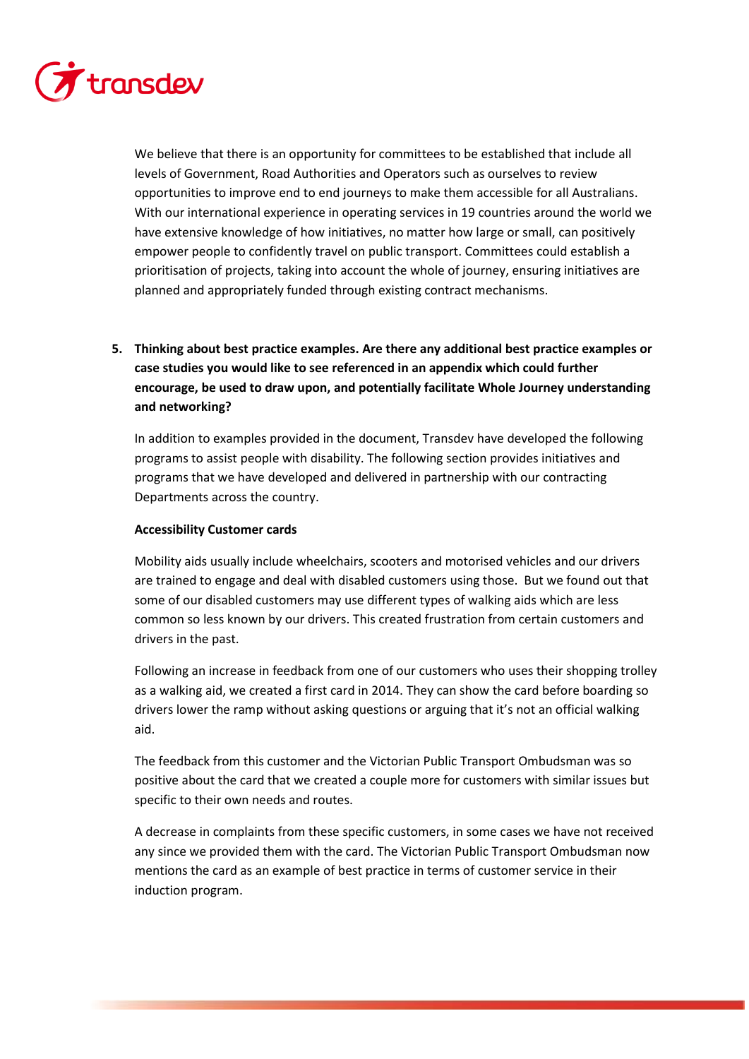We believe that there is an opportunity for committees to be established that include all levels of Government, Road Authorities and Operators such as ourselves to review opportunities to improve end to end journeys to make them accessible for all Australians. With our international experience in operating services in 19 countries around the world we have extensive knowledge of how initiatives, no matter how large or small, can positively empower people to confidently travel on public transport. Committees could establish a prioritisation of projects, taking into account the whole of journey, ensuring initiatives are planned and appropriately funded through existing contract mechanisms.

5. **Thinking about best practice examples. Are there any additional best practice examples or case studies you would like to see referenced in an appendix which could further encourage, be used to draw upon, and potentially facilitate Whole Journey understanding and networking?**

In addition to examples provided in the document, Transdev have developed the following programs to assist people with disability. The following section provides initiatives and programs that we have developed and delivered in partnership with our contracting Departments across the country.

**Accessibility Customer cards**

Mobility aids usually include wheelchairs, scooters and motorised vehicles and our drivers are trained to engage and deal with disabled customers using those. But we found out that some of our disabled customers may use different types of walking aids which are less common so less known by our drivers. This created frustration from certain customers and drivers in the past.

Following an increase in feedback from one of our customers who uses their shopping trolley as a walking aid, we created a first card in 2014. They can show the card before boarding so drivers lower the ramp without asking questions or arguing that it's not an official walking aid.

The feedback from this customer and the Victorian Public Transport Ombudsman was so positive about the card that we created a couple more for customers with similar issues but specific to their own needs and routes.

A decrease in complaints from these specific customers, in some cases we have not received any since we provided them with the card. The Victorian Public Transport Ombudsman now mentions the card as an example of best practice in terms of customer service in their induction program.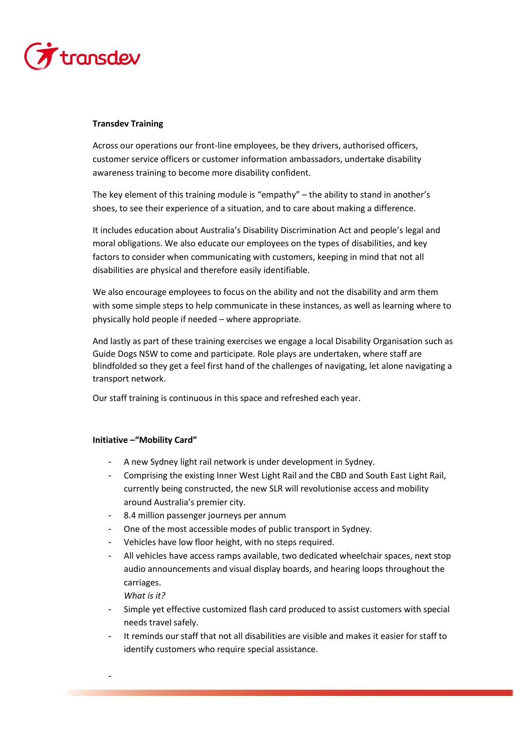**Transdev Training**

Across our operations our front-line employees, be they drivers, authorised officers, customer service officers or customer information ambassadors, undertake disability awareness training to become more disability confident.

The key element of this training module is "empathy" – the ability to stand in another's shoes, to see their experience of a situation, and to care about making a difference.

It includes education about Australia's Disability Discrimination Act and people's legal and moral obligations. We also educate our employees on the types of disabilities, and key factors to consider when communicating with customers, keeping in mind that not all disabilities are physical and therefore easily identifiable.

We also encourage employees to focus on the ability and not the disability and arm them with some simple steps to help communicate in these instances, as well as learning where to physically hold people if needed – where appropriate.

And lastly as part of these training exercises we engage a local Disability Organisation such as Guide Dogs NSW to come and participate. Role plays are undertaken, where staff are blindfolded so they get a feel first hand of the challenges of navigating, let alone navigating a transport network.

Our staff training is continuous in this space and refreshed each year.

**Initiative –"Mobility Card"**

- A new Sydney light rail network is under development in Sydney.
- Comprising the existing Inner West Light Rail and the CBD and South East Light Rail, currently being constructed, the new SLR will revolutionise access and mobility around Australia's premier city.
- 8.4 million passenger journeys per annum
- One of the most accessible modes of public transport in Sydney.
- Vehicles have low floor height, with no steps required.
- All vehicles have access ramps available, two dedicated wheelchair spaces, next stop audio announcements and visual display boards, and hearing loops throughout the carriages.

  *What is it?*
- Simple yet effective customized flash card produced to assist customers with special needs travel safely.
- It reminds our staff that not all disabilities are visible and makes it easier for staff to identify customers who require special assistance.
-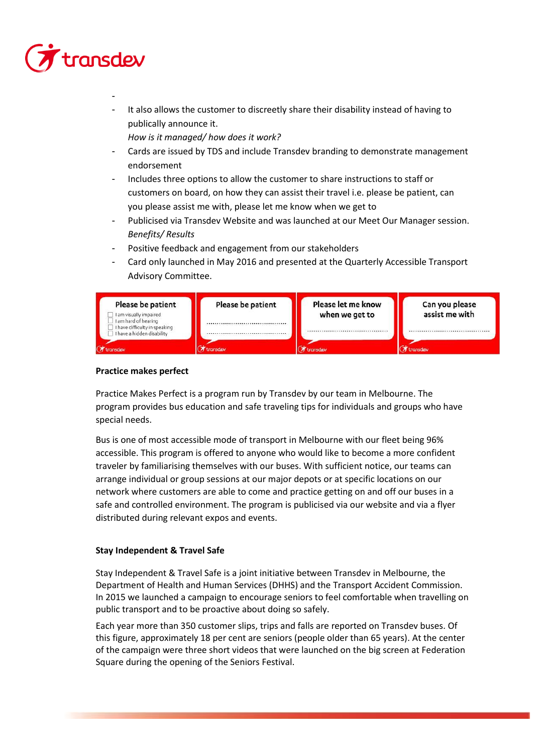- 
- It also allows the customer to discreetly share their disability instead of having to publically announce it.

  *How is it managed/ how does it work?*
- Cards are issued by TDS and include Transdev branding to demonstrate management endorsement
- Includes three options to allow the customer to share instructions to staff or customers on board, on how they can assist their travel i.e. please be patient, can you please assist me with, please let me know when we get to
- Publicised via Transdev Website and was launched at our Meet Our Manager session.

  *Benefits/ Results*
- Positive feedback and engagement from our stakeholders
- Card only launched in May 2016 and presented at the Quarterly Accessible Transport Advisory Committee.

Please be patient
☐ I am visually impaired
☐ I am hard of hearing
☐ I have difficulty in speaking
☐ I have a hidden disability
transdev

Please be patient
.........................................
.........................................
transdev

Please let me know when we get to
.........................................
transdev

Can you please assist me with
.........................................
transdev

**Practice makes perfect**

Practice Makes Perfect is a program run by Transdev by our team in Melbourne. The program provides bus education and safe traveling tips for individuals and groups who have special needs.

Bus is one of most accessible mode of transport in Melbourne with our fleet being 96% accessible. This program is offered to anyone who would like to become a more confident traveler by familiarising themselves with our buses. With sufficient notice, our teams can arrange individual or group sessions at our major depots or at specific locations on our network where customers are able to come and practice getting on and off our buses in a safe and controlled environment. The program is publicised via our website and via a flyer distributed during relevant expos and events.

**Stay Independent & Travel Safe**

Stay Independent & Travel Safe is a joint initiative between Transdev in Melbourne, the Department of Health and Human Services (DHHS) and the Transport Accident Commission. In 2015 we launched a campaign to encourage seniors to feel comfortable when travelling on public transport and to be proactive about doing so safely.

Each year more than 350 customer slips, trips and falls are reported on Transdev buses. Of this figure, approximately 18 per cent are seniors (people older than 65 years). At the center of the campaign were three short videos that were launched on the big screen at Federation Square during the opening of the Seniors Festival.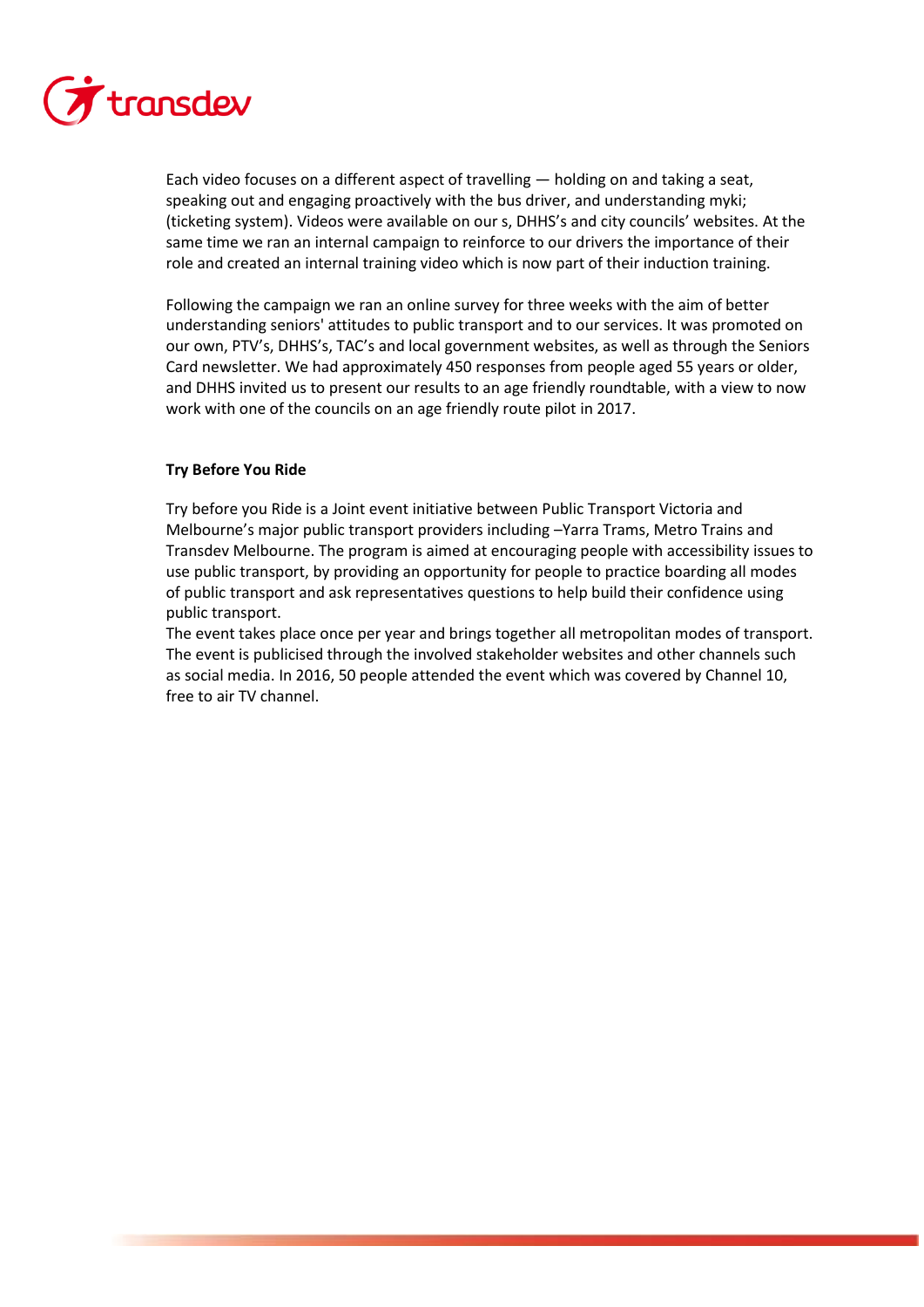Each video focuses on a different aspect of travelling — holding on and taking a seat, speaking out and engaging proactively with the bus driver, and understanding myki; (ticketing system). Videos were available on our s, DHHS's and city councils' websites. At the same time we ran an internal campaign to reinforce to our drivers the importance of their role and created an internal training video which is now part of their induction training.

Following the campaign we ran an online survey for three weeks with the aim of better understanding seniors' attitudes to public transport and to our services. It was promoted on our own, PTV's, DHHS's, TAC's and local government websites, as well as through the Seniors Card newsletter. We had approximately 450 responses from people aged 55 years or older, and DHHS invited us to present our results to an age friendly roundtable, with a view to now work with one of the councils on an age friendly route pilot in 2017.

**Try Before You Ride**

Try before you Ride is a Joint event initiative between Public Transport Victoria and Melbourne's major public transport providers including –Yarra Trams, Metro Trains and Transdev Melbourne. The program is aimed at encouraging people with accessibility issues to use public transport, by providing an opportunity for people to practice boarding all modes of public transport and ask representatives questions to help build their confidence using public transport.
The event takes place once per year and brings together all metropolitan modes of transport. The event is publicised through the involved stakeholder websites and other channels such as social media. In 2016, 50 people attended the event which was covered by Channel 10, free to air TV channel.